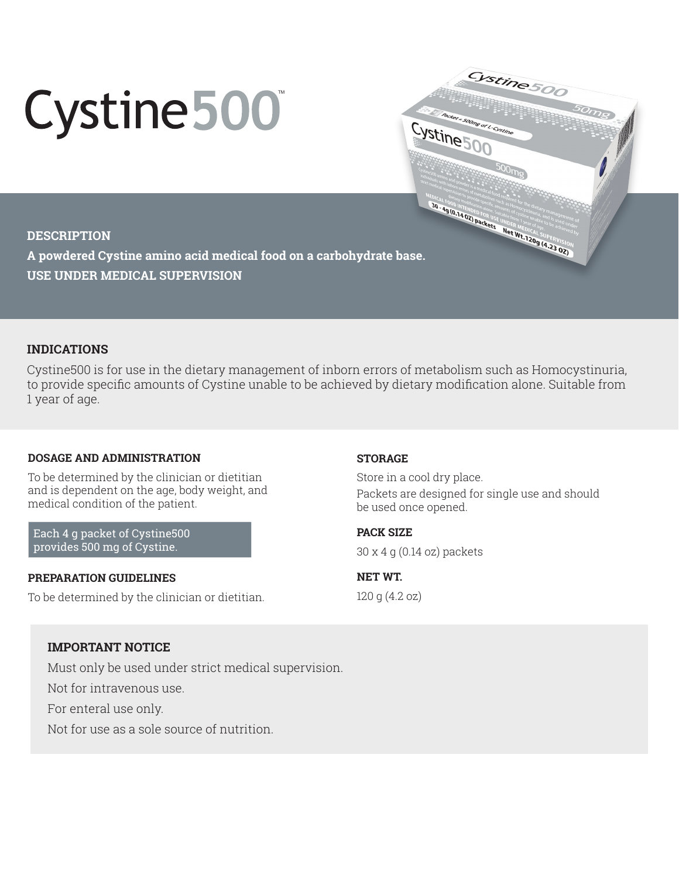# Cystine500™

**DESCRIPTION**

**A powdered Cystine amino acid medical food on a carbohydrate base.**

**USE UNDER MEDICAL SUPERVISION**

## INDICATIONS

Cystine500 is for use in the dietary management of inborn errors of metabolism such as Homocystinuria, to provide specific amounts of Cystine unable to be achieved by dietary modification alone. Suitable from 1 year of age.

### DOSAGE AND ADMINISTRATION

To be determined by the clinician or dietitian and is dependent on the age, body weight, and medical condition of the patient.

Each 4 g packet of Cystine500 provides 500 mg of Cystine.

### PREPARATION GUIDELINES

To be determined by the clinician or dietitian.

### STORAGE

Store in a cool dry place.

Packets are designed for single use and should be used once opened.

### PACK SIZE

30 x 4 g (0.14 oz) packets

### NET WT.

120 g (4.2 oz)

### IMPORTANT NOTICE

Must only be used under strict medical supervision.

Not for intravenous use.

For enteral use only.

Not for use as a sole source of nutrition.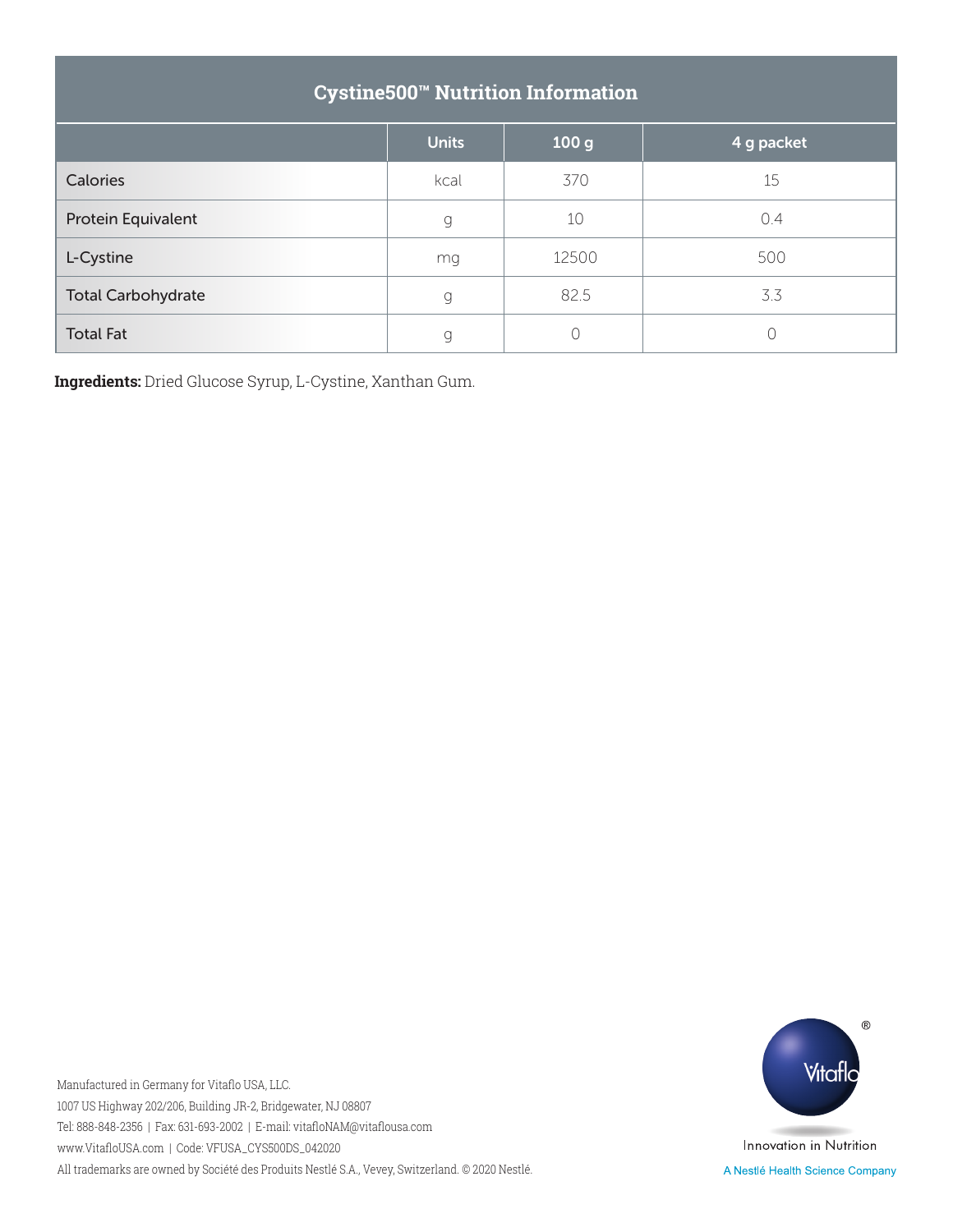## Cystine500™ Nutrition Information

| | Units | 100 g | 4 g packet |
|---|---|---|---|
| Calories | kcal | 370 | 15 |
| Protein Equivalent | g | 10 | 0.4 |
| L-Cystine | mg | 12500 | 500 |
| Total Carbohydrate | g | 82.5 | 3.3 |
| Total Fat | g | 0 | 0 |

**Ingredients:** Dried Glucose Syrup, L-Cystine, Xanthan Gum.

Manufactured in Germany for Vitaflo USA, LLC.
1007 US Highway 202/206, Building JR-2, Bridgewater, NJ 08807
Tel: 888-848-2356 | Fax: 631-693-2002 | E-mail: vitafloNAM@vitaflousa.com
www.VitafloUSA.com | Code: VFUSA_CYS500DS_042020
All trademarks are owned by Société des Produits Nestlé S.A., Vevey, Switzerland. © 2020 Nestlé.

Vitaflo®
Innovation in Nutrition
A Nestlé Health Science Company